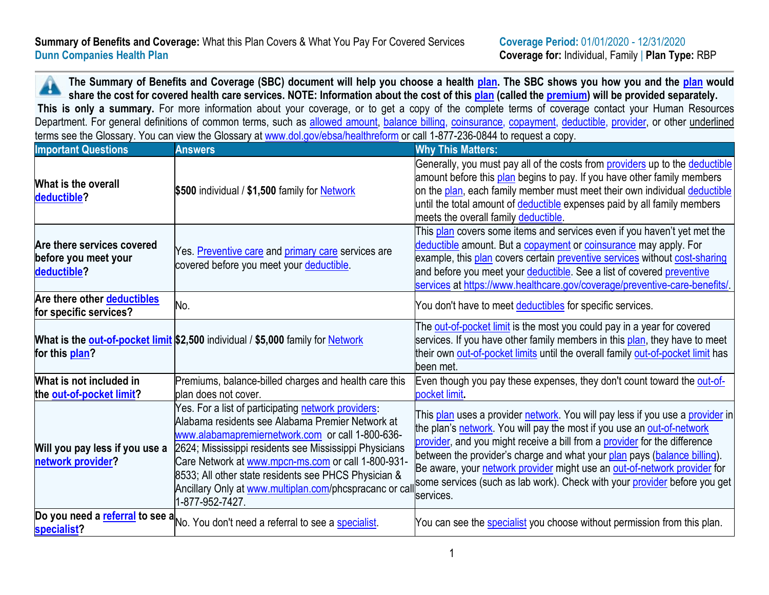**Summary of Benefits and Coverage:** What this Plan Covers & What You Pay For Covered Services
**Dunn Companies Health Plan**

**Coverage Period:** 01/01/2020 - 12/31/2020
**Coverage for:** Individual, Family | **Plan Type:** RBP

**The Summary of Benefits and Coverage (SBC) document will help you choose a health plan. The SBC shows you how you and the plan would share the cost for covered health care services. NOTE: Information about the cost of this plan (called the premium) will be provided separately.**

**This is only a summary.** For more information about your coverage, or to get a copy of the complete terms of coverage contact your Human Resources Department. For general definitions of common terms, such as allowed amount, balance billing, coinsurance, copayment, deductible, provider, or other underlined terms see the Glossary. You can view the Glossary at www.dol.gov/ebsa/healthreform or call 1-877-236-0844 to request a copy.

| Important Questions | Answers | Why This Matters: |
|---|---|---|
| **What is the overall deductible?** | **$500** individual / **$1,500** family for Network | Generally, you must pay all of the costs from providers up to the deductible amount before this plan begins to pay. If you have other family members on the plan, each family member must meet their own individual deductible until the total amount of deductible expenses paid by all family members meets the overall family deductible. |
| **Are there services covered before you meet your deductible?** | Yes. Preventive care and primary care services are covered before you meet your deductible. | This plan covers some items and services even if you haven't yet met the deductible amount. But a copayment or coinsurance may apply. For example, this plan covers certain preventive services without cost-sharing and before you meet your deductible. See a list of covered preventive services at https://www.healthcare.gov/coverage/preventive-care-benefits/. |
| **Are there other deductibles for specific services?** | No. | You don't have to meet deductibles for specific services. |
| **What is the out-of-pocket limit for this plan?** | **$2,500** individual / **$5,000** family for Network | The out-of-pocket limit is the most you could pay in a year for covered services. If you have other family members in this plan, they have to meet their own out-of-pocket limits until the overall family out-of-pocket limit has been met. |
| **What is not included in the out-of-pocket limit?** | Premiums, balance-billed charges and health care this plan does not cover. | Even though you pay these expenses, they don't count toward the out-of-pocket limit. |
| **Will you pay less if you use a network provider?** | Yes. For a list of participating network providers: Alabama residents see Alabama Premier Network at www.alabamapremiernetwork.com or call 1-800-636-2624; Mississippi residents see Mississippi Physicians Care Network at www.mpcn-ms.com or call 1-800-931-8533; All other state residents see PHCS Physician & Ancillary Only at www.multiplan.com/phcspracanc or call 1-877-952-7427. | This plan uses a provider network. You will pay less if you use a provider in the plan's network. You will pay the most if you use an out-of-network provider, and you might receive a bill from a provider for the difference between the provider's charge and what your plan pays (balance billing). Be aware, your network provider might use an out-of-network provider for some services (such as lab work). Check with your provider before you get services. |
| **Do you need a referral to see a specialist?** | No. You don't need a referral to see a specialist. | You can see the specialist you choose without permission from this plan. |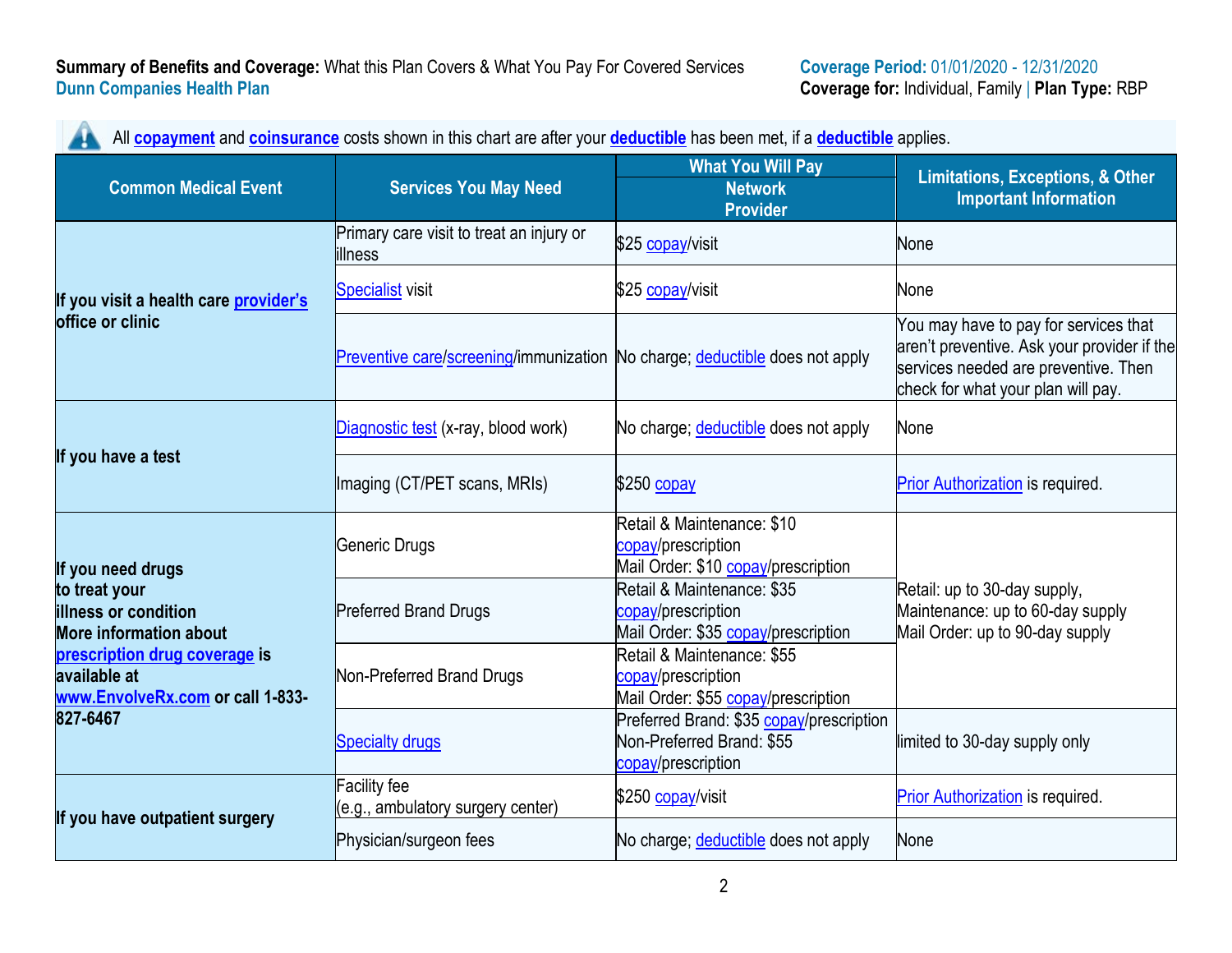**Summary of Benefits and Coverage:** What this Plan Covers & What You Pay For Covered Services
**Dunn Companies Health Plan**

**Coverage Period:** 01/01/2020 - 12/31/2020
**Coverage for:** Individual, Family | **Plan Type:** RBP

All **copayment** and **coinsurance** costs shown in this chart are after your **deductible** has been met, if a **deductible** applies.

| Common Medical Event | Services You May Need | What You Will Pay<br>Network Provider | Limitations, Exceptions, & Other Important Information |
|---|---|---|---|
| **If you visit a health care provider's office or clinic** | Primary care visit to treat an injury or illness | $25 copay/visit | None |
| | Specialist visit | $25 copay/visit | None |
| | Preventive care/screening/immunization | No charge; deductible does not apply | You may have to pay for services that aren't preventive. Ask your provider if the services needed are preventive. Then check for what your plan will pay. |
| **If you have a test** | Diagnostic test (x-ray, blood work) | No charge; deductible does not apply | None |
| | Imaging (CT/PET scans, MRIs) | $250 copay | Prior Authorization is required. |
| **If you need drugs to treat your illness or condition More information about prescription drug coverage is available at www.EnvolveRx.com or call 1-833-827-6467** | Generic Drugs | Retail & Maintenance: $10 copay/prescription<br>Mail Order: $10 copay/prescription | Retail: up to 30-day supply,<br>Maintenance: up to 60-day supply<br>Mail Order: up to 90-day supply |
| | Preferred Brand Drugs | Retail & Maintenance: $35 copay/prescription<br>Mail Order: $35 copay/prescription | |
| | Non-Preferred Brand Drugs | Retail & Maintenance: $55 copay/prescription<br>Mail Order: $55 copay/prescription | |
| | Specialty drugs | Preferred Brand: $35 copay/prescription<br>Non-Preferred Brand: $55 copay/prescription | limited to 30-day supply only |
| **If you have outpatient surgery** | Facility fee<br>(e.g., ambulatory surgery center) | $250 copay/visit | Prior Authorization is required. |
| | Physician/surgeon fees | No charge; deductible does not apply | None |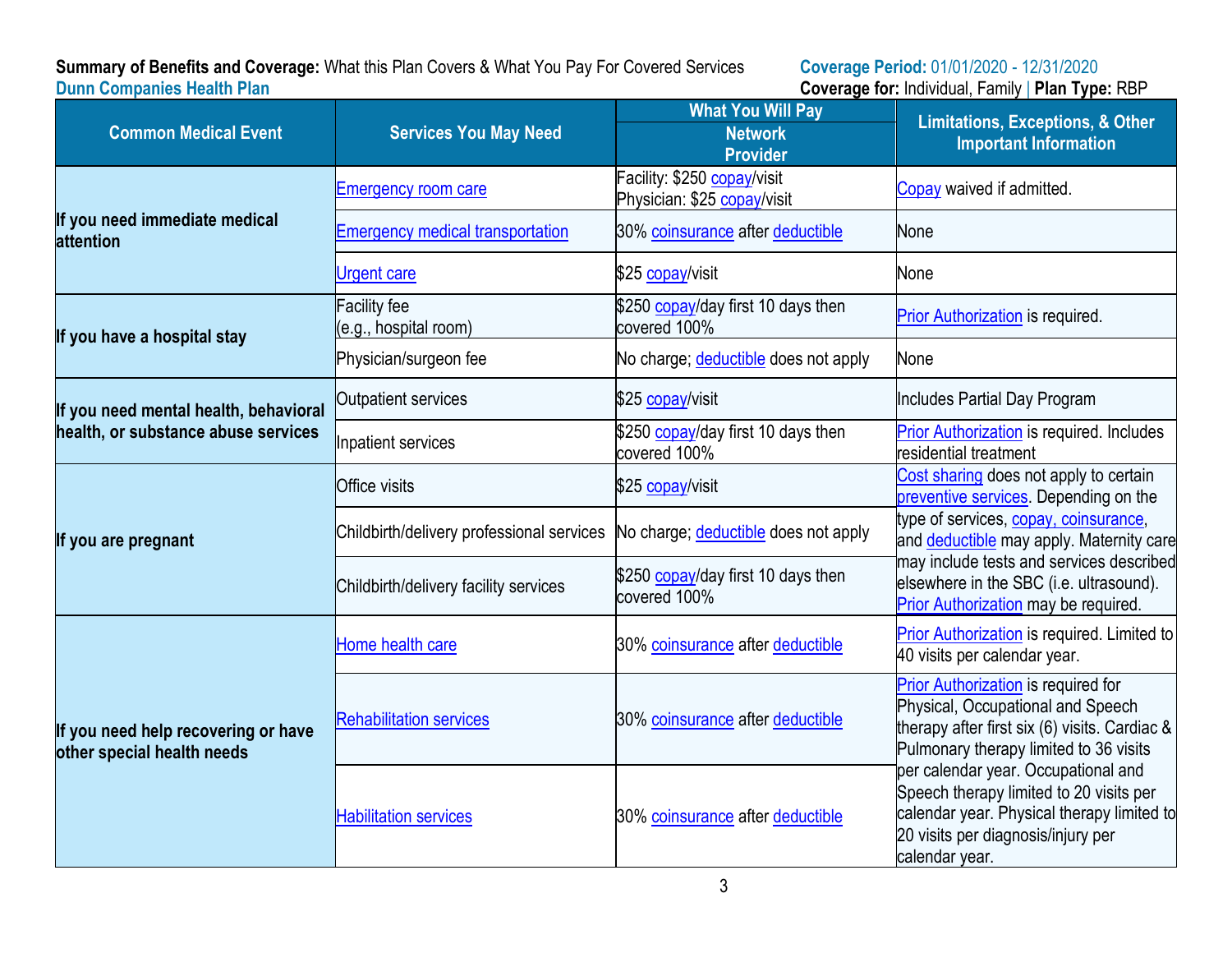**Summary of Benefits and Coverage:** What this Plan Covers & What You Pay For Covered Services
**Dunn Companies Health Plan**

**Coverage Period:** 01/01/2020 - 12/31/2020
**Coverage for:** Individual, Family | **Plan Type:** RBP

| Common Medical Event | Services You May Need | What You Will Pay | Limitations, Exceptions, & Other Important Information |
|---|---|---|---|
| | | Network Provider | |
| **If you need immediate medical attention** | Emergency room care | Facility: $250 copay/visit<br>Physician: $25 copay/visit | Copay waived if admitted. |
| | Emergency medical transportation | 30% coinsurance after deductible | None |
| | Urgent care | $25 copay/visit | None |
| **If you have a hospital stay** | Facility fee (e.g., hospital room) | $250 copay/day first 10 days then covered 100% | Prior Authorization is required. |
| | Physician/surgeon fee | No charge; deductible does not apply | None |
| **If you need mental health, behavioral health, or substance abuse services** | Outpatient services | $25 copay/visit | Includes Partial Day Program |
| | Inpatient services | $250 copay/day first 10 days then covered 100% | Prior Authorization is required. Includes residential treatment |
| **If you are pregnant** | Office visits | $25 copay/visit | Cost sharing does not apply to certain preventive services. Depending on the type of services, copay, coinsurance, and deductible may apply. Maternity care may include tests and services described elsewhere in the SBC (i.e. ultrasound). Prior Authorization may be required. |
| | Childbirth/delivery professional services | No charge; deductible does not apply | |
| | Childbirth/delivery facility services | $250 copay/day first 10 days then covered 100% | |
| **If you need help recovering or have other special health needs** | Home health care | 30% coinsurance after deductible | Prior Authorization is required. Limited to 40 visits per calendar year. |
| | Rehabilitation services | 30% coinsurance after deductible | Prior Authorization is required for Physical, Occupational and Speech therapy after first six (6) visits. Cardiac & Pulmonary therapy limited to 36 visits per calendar year. Occupational and Speech therapy limited to 20 visits per calendar year. Physical therapy limited to 20 visits per diagnosis/injury per calendar year. |
| | Habilitation services | 30% coinsurance after deductible | |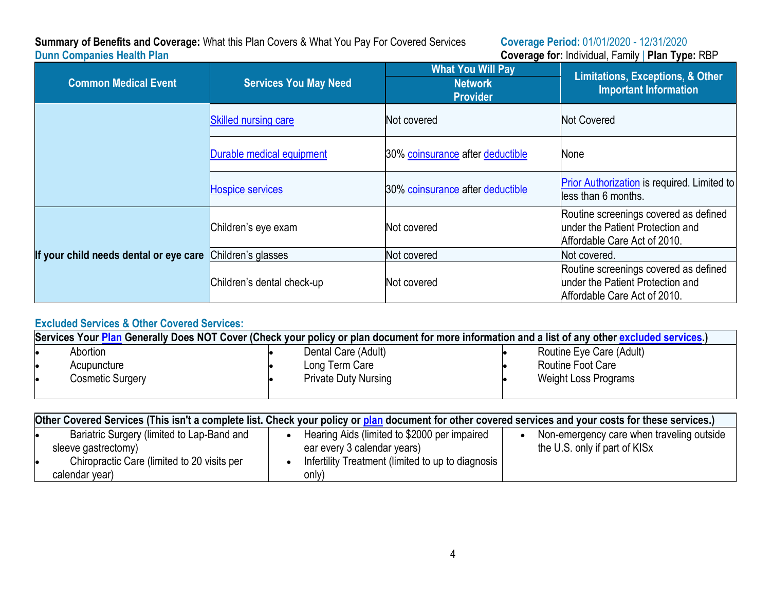**Summary of Benefits and Coverage:** What this Plan Covers & What You Pay For Covered Services **Coverage Period:** 01/01/2020 - 12/31/2020
**Dunn Companies Health Plan** **Coverage for:** Individual, Family | **Plan Type:** RBP

| Common Medical Event | Services You May Need | What You Will Pay Network Provider | Limitations, Exceptions, & Other Important Information |
|---|---|---|---|
| | Skilled nursing care | Not covered | Not Covered |
| | Durable medical equipment | 30% coinsurance after deductible | None |
| | Hospice services | 30% coinsurance after deductible | Prior Authorization is required. Limited to less than 6 months. |
| If your child needs dental or eye care | Children's eye exam | Not covered | Routine screenings covered as defined under the Patient Protection and Affordable Care Act of 2010. |
| | Children's glasses | Not covered | Not covered. |
| | Children's dental check-up | Not covered | Routine screenings covered as defined under the Patient Protection and Affordable Care Act of 2010. |

**Excluded Services & Other Covered Services:**

**Services Your Plan Generally Does NOT Cover (Check your policy or plan document for more information and a list of any other excluded services.)**

- Abortion
- Acupuncture
- Cosmetic Surgery
- Dental Care (Adult)
- Long Term Care
- Private Duty Nursing
- Routine Eye Care (Adult)
- Routine Foot Care
- Weight Loss Programs

**Other Covered Services (This isn't a complete list. Check your policy or plan document for other covered services and your costs for these services.)**

- Bariatric Surgery (limited to Lap-Band and sleeve gastrectomy)
- Chiropractic Care (limited to 20 visits per calendar year)
- Hearing Aids (limited to $2000 per impaired ear every 3 calendar years)
- Infertility Treatment (limited to up to diagnosis only)
- Non-emergency care when traveling outside the U.S. only if part of KISx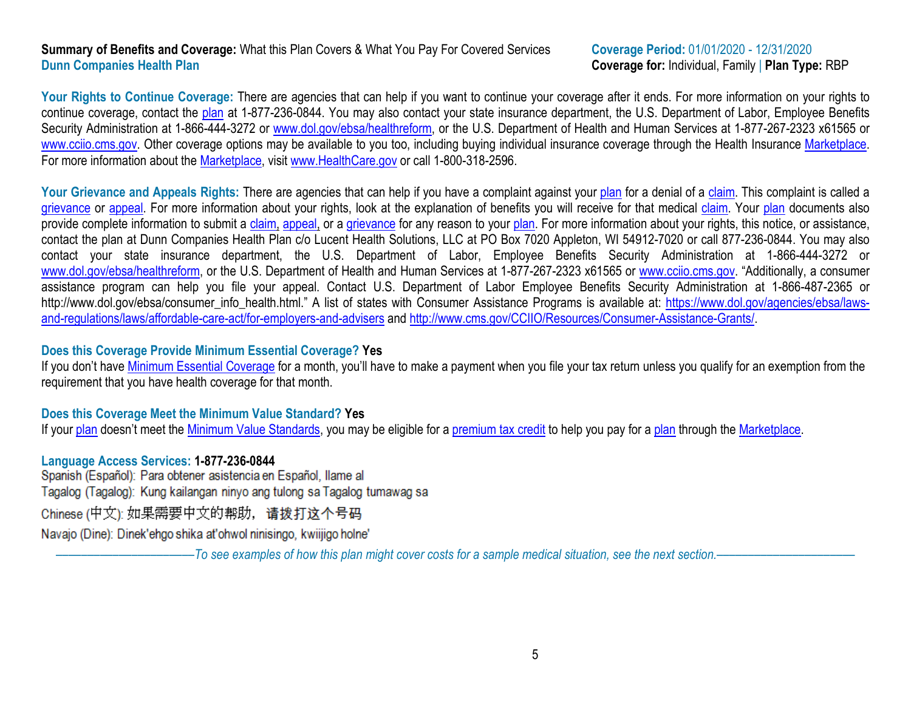**Summary of Benefits and Coverage:** What this Plan Covers & What You Pay For Covered Services
**Dunn Companies Health Plan**

**Coverage Period:** 01/01/2020 - 12/31/2020
**Coverage for:** Individual, Family | **Plan Type:** RBP

**Your Rights to Continue Coverage:** There are agencies that can help if you want to continue your coverage after it ends. For more information on your rights to continue coverage, contact the plan at 1-877-236-0844. You may also contact your state insurance department, the U.S. Department of Labor, Employee Benefits Security Administration at 1-866-444-3272 or www.dol.gov/ebsa/healthreform, or the U.S. Department of Health and Human Services at 1-877-267-2323 x61565 or www.cciio.cms.gov. Other coverage options may be available to you too, including buying individual insurance coverage through the Health Insurance Marketplace. For more information about the Marketplace, visit www.HealthCare.gov or call 1-800-318-2596.

**Your Grievance and Appeals Rights:** There are agencies that can help if you have a complaint against your plan for a denial of a claim. This complaint is called a grievance or appeal. For more information about your rights, look at the explanation of benefits you will receive for that medical claim. Your plan documents also provide complete information to submit a claim, appeal, or a grievance for any reason to your plan. For more information about your rights, this notice, or assistance, contact the plan at Dunn Companies Health Plan c/o Lucent Health Solutions, LLC at PO Box 7020 Appleton, WI 54912-7020 or call 877-236-0844. You may also contact your state insurance department, the U.S. Department of Labor, Employee Benefits Security Administration at 1-866-444-3272 or www.dol.gov/ebsa/healthreform, or the U.S. Department of Health and Human Services at 1-877-267-2323 x61565 or www.cciio.cms.gov. "Additionally, a consumer assistance program can help you file your appeal. Contact U.S. Department of Labor Employee Benefits Security Administration at 1-866-487-2365 or http://www.dol.gov/ebsa/consumer_info_health.html." A list of states with Consumer Assistance Programs is available at: https://www.dol.gov/agencies/ebsa/laws-and-regulations/laws/affordable-care-act/for-employers-and-advisers and http://www.cms.gov/CCIIO/Resources/Consumer-Assistance-Grants/.

**Does this Coverage Provide Minimum Essential Coverage? Yes**
If you don't have Minimum Essential Coverage for a month, you'll have to make a payment when you file your tax return unless you qualify for an exemption from the requirement that you have health coverage for that month.

**Does this Coverage Meet the Minimum Value Standard? Yes**
If your plan doesn't meet the Minimum Value Standards, you may be eligible for a premium tax credit to help you pay for a plan through the Marketplace.

**Language Access Services: 1-877-236-0844**
Spanish (Español): Para obtener asistencia en Español, llame al
Tagalog (Tagalog): Kung kailangan ninyo ang tulong sa Tagalog tumawag sa
Chinese (中文): 如果需要中文的帮助，请拨打这个号码
Navajo (Dine): Dinek'ehgo shika at'ohwol ninisingo, kwiijigo holne'

*——————————To see examples of how this plan might cover costs for a sample medical situation, see the next section.——————————*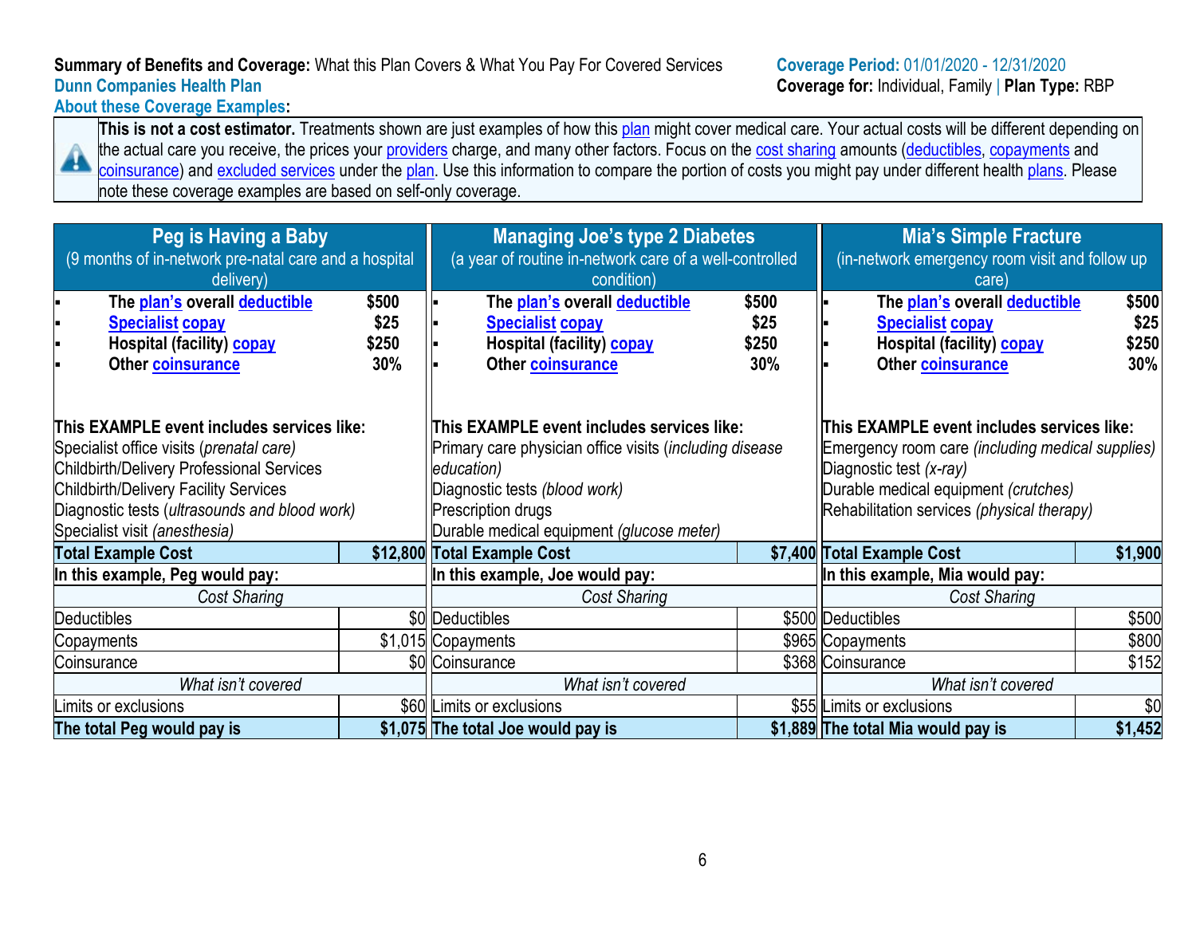**Summary of Benefits and Coverage:** What this Plan Covers & What You Pay For Covered Services

**Coverage Period:** 01/01/2020 - 12/31/2020

**Dunn Companies Health Plan**

**Coverage for:** Individual, Family | **Plan Type:** RBP

## About these Coverage Examples:

**This is not a cost estimator.** Treatments shown are just examples of how this plan might cover medical care. Your actual costs will be different depending on the actual care you receive, the prices your providers charge, and many other factors. Focus on the cost sharing amounts (deductibles, copayments and coinsurance) and excluded services under the plan. Use this information to compare the portion of costs you might pay under different health plans. Please note these coverage examples are based on self-only coverage.

### Peg is Having a Baby

(9 months of in-network pre-natal care and a hospital delivery)

- **The plan's overall deductible** **$500**
- **Specialist copay** **$25**
- **Hospital (facility) copay** **$250**
- **Other coinsurance** **30%**

**This EXAMPLE event includes services like:**
Specialist office visits (*prenatal care)*
Childbirth/Delivery Professional Services
Childbirth/Delivery Facility Services
Diagnostic tests (*ultrasounds and blood work)*
Specialist visit *(anesthesia)*

| **Total Example Cost** | **$12,800** |
|---|---|
| **In this example, Peg would pay:** | |
| *Cost Sharing* | |
| Deductibles | $0 |
| Copayments | $1,015 |
| Coinsurance | $0 |
| *What isn't covered* | |
| Limits or exclusions | $60 |
| **The total Peg would pay is** | **$1,075** |

### Managing Joe's type 2 Diabetes

(a year of routine in-network care of a well-controlled condition)

- **The plan's overall deductible** **$500**
- **Specialist copay** **$25**
- **Hospital (facility) copay** **$250**
- **Other coinsurance** **30%**

**This EXAMPLE event includes services like:**
Primary care physician office visits (*including disease education)*
Diagnostic tests *(blood work)*
Prescription drugs
Durable medical equipment *(glucose meter)*

| **Total Example Cost** | **$7,400** |
|---|---|
| **In this example, Joe would pay:** | |
| *Cost Sharing* | |
| Deductibles | $500 |
| Copayments | $965 |
| Coinsurance | $368 |
| *What isn't covered* | |
| Limits or exclusions | $55 |
| **The total Joe would pay is** | **$1,889** |

### Mia's Simple Fracture

(in-network emergency room visit and follow up care)

- **The plan's overall deductible** **$500**
- **Specialist copay** **$25**
- **Hospital (facility) copay** **$250**
- **Other coinsurance** **30%**

**This EXAMPLE event includes services like:**
Emergency room care *(including medical supplies)*
Diagnostic test *(x-ray)*
Durable medical equipment *(crutches)*
Rehabilitation services *(physical therapy)*

| **Total Example Cost** | **$1,900** |
|---|---|
| **In this example, Mia would pay:** | |
| *Cost Sharing* | |
| Deductibles | $500 |
| Copayments | $800 |
| Coinsurance | $152 |
| *What isn't covered* | |
| Limits or exclusions | $0 |
| **The total Mia would pay is** | **$1,452** |